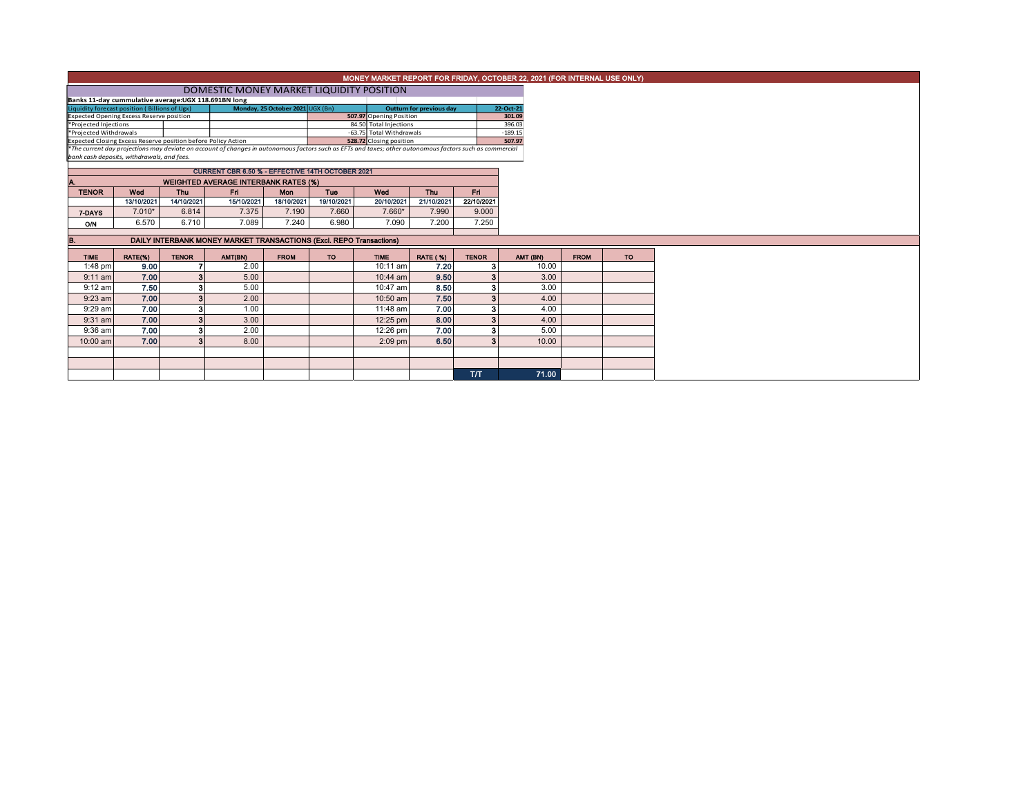# MONEY MARKET REPORT FOR FRIDAY, OCTOBER 22, 2021 (FOR INTERNAL USE ONLY)

## DOMESTIC MONEY MARKET LIQUIDITY POSITION

**Banks 11-day cummulative average:UGX 118.691BN long**

| Liquidity forecast position ( Billions of Ugx) | Monday, 25 October 2021 UGX (Bn) | Outturn for previous day | 22-Oct-21 |
|---|---|---|---|
| Expected Opening Excess Reserve position | 507.97 | Opening Position | 301.09 |
| *Projected Injections | 84.50 | Total Injections | 396.03 |
| *Projected Withdrawals | -63.75 | Total Withdrawals | -189.15 |
| Expected Closing Excess Reserve position before Policy Action | 528.72 | Closing position | 507.97 |

*The current day projections may deviate on account of changes in autonomous factors such as EFTs and taxes; other autonomous factors such as commercial bank cash deposits, withdrawals, and fees.*

**CURRENT CBR 6.50 % - EFFECTIVE 14TH OCTOBER 2021**

### A. WEIGHTED AVERAGE INTERBANK RATES (%)

| TENOR | Wed | Thu | Fri | Mon | Tue | Wed | Thu | Fri |
|---|---|---|---|---|---|---|---|---|
| | 13/10/2021 | 14/10/2021 | 15/10/2021 | 18/10/2021 | 19/10/2021 | 20/10/2021 | 21/10/2021 | 22/10/2021 |
| 7-DAYS | 7.010* | 6.814 | 7.375 | 7.190 | 7.660 | 7.660* | 7.990 | 9.000 |
| O/N | 6.570 | 6.710 | 7.089 | 7.240 | 6.980 | 7.090 | 7.200 | 7.250 |

### B. DAILY INTERBANK MONEY MARKET TRANSACTIONS (Excl. REPO Transactions)

| TIME | RATE(%) | TENOR | AMT(BN) | FROM | TO | TIME | RATE ( %) | TENOR | AMT (BN) | FROM | TO |
|---|---|---|---|---|---|---|---|---|---|---|---|
| 1:48 pm | 9.00 | 7 | 2.00 | | | 10:11 am | 7.20 | 3 | 10.00 | | |
| 9:11 am | 7.00 | 3 | 5.00 | | | 10:44 am | 9.50 | 3 | 3.00 | | |
| 9:12 am | 7.50 | 3 | 5.00 | | | 10:47 am | 8.50 | 3 | 3.00 | | |
| 9:23 am | 7.00 | 3 | 2.00 | | | 10:50 am | 7.50 | 3 | 4.00 | | |
| 9:29 am | 7.00 | 3 | 1.00 | | | 11:48 am | 7.00 | 3 | 4.00 | | |
| 9:31 am | 7.00 | 3 | 3.00 | | | 12:25 pm | 8.00 | 3 | 4.00 | | |
| 9:36 am | 7.00 | 3 | 2.00 | | | 12:26 pm | 7.00 | 3 | 5.00 | | |
| 10:00 am | 7.00 | 3 | 8.00 | | | 2:09 pm | 6.50 | 3 | 10.00 | | |
| | | | | | | | | | | | |
| | | | | | | | | | | | |
| | | | | | | | | T/T | 71.00 | | |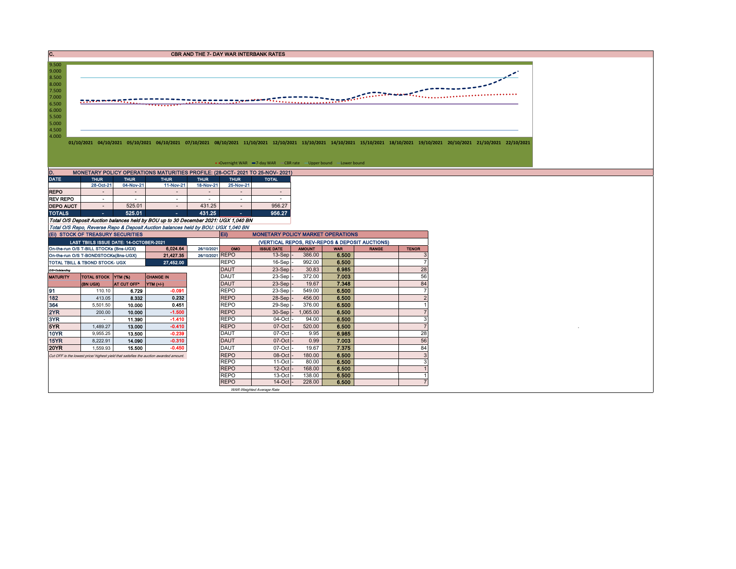## C. CBR AND THE 7- DAY WAR INTERBANK RATES

9.500
9.000
8.500
8.000
7.500
7.000
6.500
6.000
5.500
5.000
4.500
4.000

01/10/2021 04/10/2021 05/10/2021 06/10/2021 07/10/2021 08/10/2021 11/10/2021 12/10/2021 13/10/2021 14/10/2021 15/10/2021 18/10/2021 19/10/2021 20/10/2021 21/10/2021 22/10/2021

Overnight WAR, 7-day WAR, CBR rate, Upper bound, Lower bound

## D. MONETARY POLICY OPERATIONS MATURITIES PROFILE: (28-OCT- 2021 TO 25-NOV- 2021)

| DATE | THUR | THUR | THUR | THUR | THUR | TOTAL |
|---|---|---|---|---|---|---|
| | 28-Oct-21 | 04-Nov-21 | 11-Nov-21 | 18-Nov-21 | 25-Nov-21 | |
| REPO | - | - | - | - | - | - |
| REV REPO | - | - | - | - | - | - |
| DEPO AUCT | - | 525.01 | - | 431.25 | - | 956.27 |
| TOTALS | - | 525.01 | - | 431.25 | - | 956.27 |

*Total O/S Deposit Auction balances held by BOU up to 30 December 2021: UGX 1,040 BN*

*Total O/S Repo, Reverse Repo & Deposit Auction balances held by BOU: UGX 1,040 BN*

## (Ei) STOCK OF TREASURY SECURITIES

| LAST TBIILS ISSUE DATE: 14-OCTOBER-2021 | | |
|---|---|---|
| On-the-run O/S T-BILL STOCKs (Bns-UGX) | 6,024.64 | 26/10/2021 |
| On-the-run O/S T-BONDSTOCKs(Bns-UGX) | 21,427.35 | 26/10/2021 |
| TOTAL TBILL & TBOND STOCK- UGX | 27,452.00 | |

O/S=Outstanding

| MATURITY | TOTAL STOCK (BN UGX) | YTM (%) AT CUT OFF* | CHANGE IN YTM (+/-) |
|---|---|---|---|
| 91 | 110.10 | 6.729 | -0.091 |
| 182 | 413.05 | 8.332 | 0.232 |
| 364 | 5,501.50 | 10.000 | 0.451 |
| 2YR | 200.00 | 10.000 | -1.500 |
| 3YR | - | 11.390 | -1.410 |
| 5YR | 1,489.27 | 13.000 | -0.410 |
| 10YR | 9,955.25 | 13.500 | -0.239 |
| 15YR | 8,222.91 | 14.090 | -0.310 |
| 20YR | 1,559.93 | 15.500 | -0.450 |

*Cut OFF is the lowest price/ highest yield that satisfies the auction awarded amount.*

## Eii) MONETARY POLICY MARKET OPERATIONS

(VERTICAL REPOS, REV-REPOS & DEPOSIT AUCTIONS)

| OMO | ISSUE DATE | AMOUNT | WAR | RANGE | TENOR |
|---|---|---|---|---|---|
| REPO | 13-Sep | 386.00 | 6.500 | | 3 |
| REPO | 16-Sep | 992.00 | 6.500 | | 7 |
| DAUT | 23-Sep | 30.83 | 6.985 | | 28 |
| DAUT | 23-Sep | 372.00 | 7.003 | | 56 |
| DAUT | 23-Sep | 19.67 | 7.348 | | 84 |
| REPO | 23-Sep | 549.00 | 6.500 | | 7 |
| REPO | 28-Sep | 456.00 | 6.500 | | 2 |
| REPO | 29-Sep | 376.00 | 6.500 | | 1 |
| REPO | 30-Sep | 1,065.00 | 6.500 | | 7 |
| REPO | 04-Oct | 94.00 | 6.500 | | 3 |
| REPO | 07-Oct | 520.00 | 6.500 | | 7 |
| DAUT | 07-Oct | 9.95 | 6.985 | | 28 |
| DAUT | 07-Oct | 0.99 | 7.003 | | 56 |
| DAUT | 07-Oct | 19.67 | 7.375 | | 84 |
| REPO | 08-Oct | 180.00 | 6.500 | | 3 |
| REPO | 11-Oct | 80.00 | 6.500 | | 3 |
| REPO | 12-Oct | 168.00 | 6.500 | | 1 |
| REPO | 13-Oct | 138.00 | 6.500 | | 1 |
| REPO | 14-Oct | 228.00 | 6.500 | | 7 |

*WAR-Weighted Average Rate*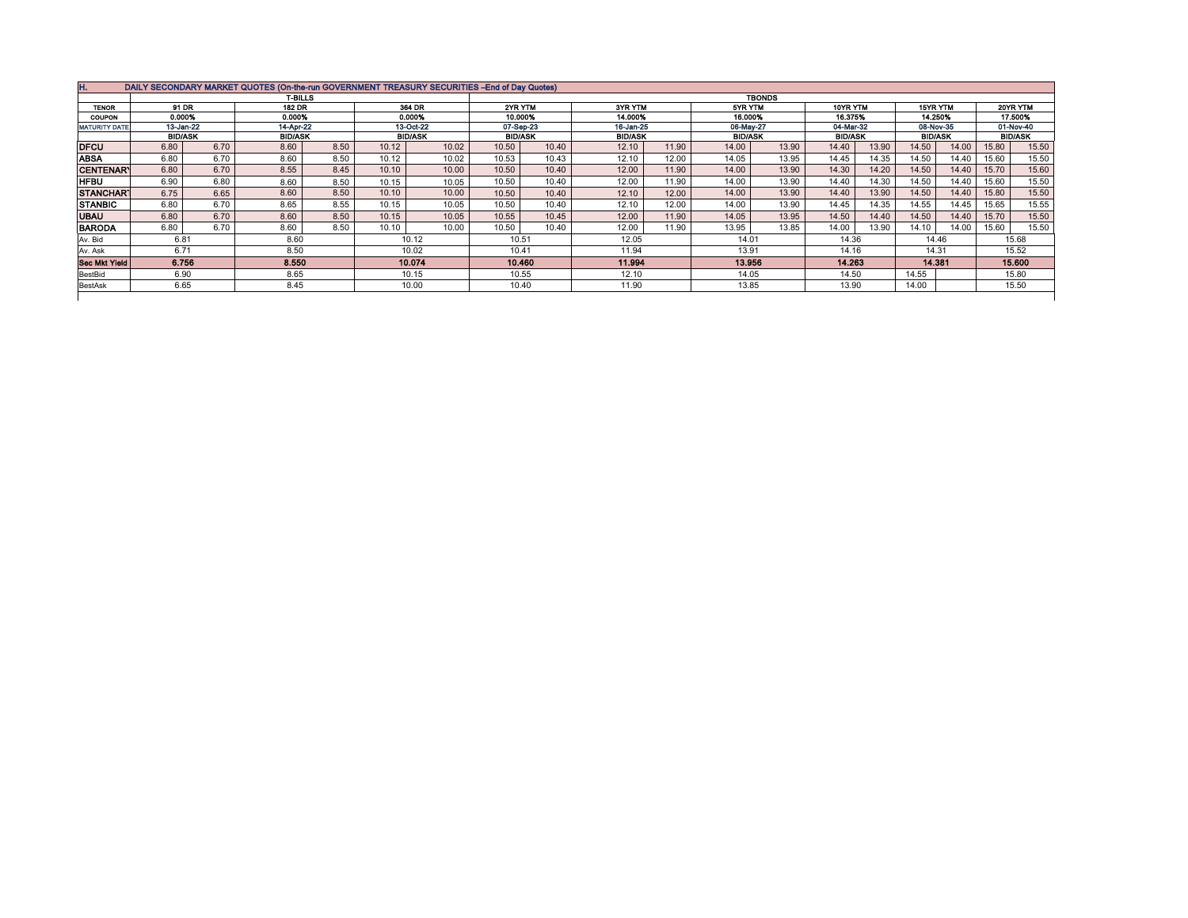## H. DAILY SECONDARY MARKET QUOTES (On-the-run GOVERNMENT TREASURY SECURITIES –End of Day Quotes)

| | T-BILLS | | | | | | TBONDS | | | | | | | | | | | |
|---|---|---|---|---|---|---|---|---|---|---|---|---|---|---|---|---|---|---|
| TENOR | 91 DR | | 182 DR | | 364 DR | | 2YR YTM | | 3YR YTM | | 5YR YTM | | 10YR YTM | | 15YR YTM | | 20YR YTM | |
| COUPON | 0.000% | | 0.000% | | 0.000% | | 10.000% | | 14.000% | | 16.000% | | 16.375% | | 14.250% | | 17.500% | |
| MATURITY DATE | 13-Jan-22 | | 14-Apr-22 | | 13-Oct-22 | | 07-Sep-23 | | 16-Jan-25 | | 06-May-27 | | 04-Mar-32 | | 08-Nov-35 | | 01-Nov-40 | |
| | BID/ASK | | BID/ASK | | BID/ASK | | BID/ASK | | BID/ASK | | BID/ASK | | BID/ASK | | BID/ASK | | BID/ASK | |
| **DFCU** | 6.80 | 6.70 | 8.60 | 8.50 | 10.12 | 10.02 | 10.50 | 10.40 | 12.10 | 11.90 | 14.00 | 13.90 | 14.40 | 13.90 | 14.50 | 14.00 | 15.80 | 15.50 |
| **ABSA** | 6.80 | 6.70 | 8.60 | 8.50 | 10.12 | 10.02 | 10.53 | 10.43 | 12.10 | 12.00 | 14.05 | 13.95 | 14.45 | 14.35 | 14.50 | 14.40 | 15.60 | 15.50 |
| **CENTENARY** | 6.80 | 6.70 | 8.55 | 8.45 | 10.10 | 10.00 | 10.50 | 10.40 | 12.00 | 11.90 | 14.00 | 13.90 | 14.30 | 14.20 | 14.50 | 14.40 | 15.70 | 15.60 |
| **HFBU** | 6.90 | 6.80 | 8.60 | 8.50 | 10.15 | 10.05 | 10.50 | 10.40 | 12.00 | 11.90 | 14.00 | 13.90 | 14.40 | 14.30 | 14.50 | 14.40 | 15.60 | 15.50 |
| **STANCHART** | 6.75 | 6.65 | 8.60 | 8.50 | 10.10 | 10.00 | 10.50 | 10.40 | 12.10 | 12.00 | 14.00 | 13.90 | 14.40 | 13.90 | 14.50 | 14.40 | 15.80 | 15.50 |
| **STANBIC** | 6.80 | 6.70 | 8.65 | 8.55 | 10.15 | 10.05 | 10.50 | 10.40 | 12.10 | 12.00 | 14.00 | 13.90 | 14.45 | 14.35 | 14.55 | 14.45 | 15.65 | 15.55 |
| **UBAU** | 6.80 | 6.70 | 8.60 | 8.50 | 10.15 | 10.05 | 10.55 | 10.45 | 12.00 | 11.90 | 14.05 | 13.95 | 14.50 | 14.40 | 14.50 | 14.40 | 15.70 | 15.50 |
| **BARODA** | 6.80 | 6.70 | 8.60 | 8.50 | 10.10 | 10.00 | 10.50 | 10.40 | 12.00 | 11.90 | 13.95 | 13.85 | 14.00 | 13.90 | 14.10 | 14.00 | 15.60 | 15.50 |
| Av. Bid | 6.81 | | 8.60 | | 10.12 | | 10.51 | | 12.05 | | 14.01 | | 14.36 | | 14.46 | | 15.68 | |
| Av. Ask | 6.71 | | 8.50 | | 10.02 | | 10.41 | | 11.94 | | 13.91 | | 14.16 | | 14.31 | | 15.52 | |
| **Sec Mkt Yield** | **6.756** | | **8.550** | | **10.074** | | **10.460** | | **11.994** | | **13.956** | | **14.263** | | **14.381** | | **15.600** | |
| BestBid | 6.90 | | 8.65 | | 10.15 | | 10.55 | | 12.10 | | 14.05 | | 14.50 | | 14.55 | | 15.80 | |
| BestAsk | 6.65 | | 8.45 | | 10.00 | | 10.40 | | 11.90 | | 13.85 | | 13.90 | | 14.00 | | 15.50 | |